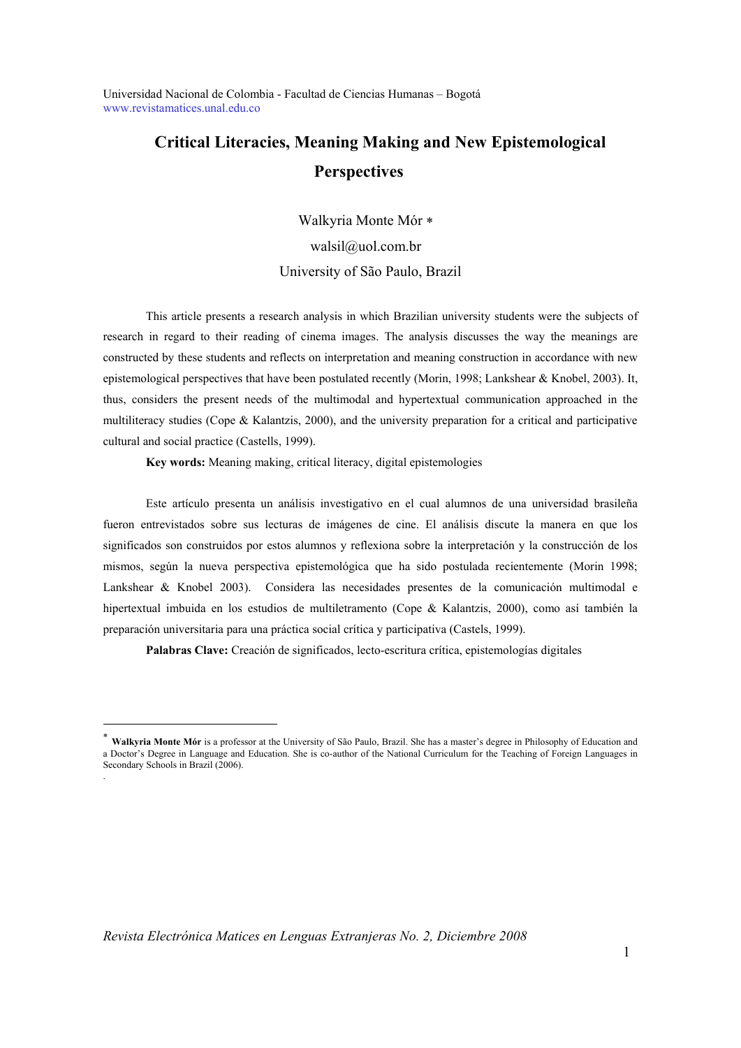Universidad Nacional de Colombia - Facultad de Ciencias Humanas – Bogotá
www.revistamatices.unal.edu.co

# Critical Literacies, Meaning Making and New Epistemological Perspectives

Walkyria Monte Mór *

walsil@uol.com.br

University of São Paulo, Brazil

This article presents a research analysis in which Brazilian university students were the subjects of research in regard to their reading of cinema images. The analysis discusses the way the meanings are constructed by these students and reflects on interpretation and meaning construction in accordance with new epistemological perspectives that have been postulated recently (Morin, 1998; Lankshear & Knobel, 2003). It, thus, considers the present needs of the multimodal and hypertextual communication approached in the multiliteracy studies (Cope & Kalantzis, 2000), and the university preparation for a critical and participative cultural and social practice (Castells, 1999).

**Key words:** Meaning making, critical literacy, digital epistemologies

Este artículo presenta un análisis investigativo en el cual alumnos de una universidad brasileña fueron entrevistados sobre sus lecturas de imágenes de cine. El análisis discute la manera en que los significados son construidos por estos alumnos y reflexiona sobre la interpretación y la construcción de los mismos, según la nueva perspectiva epistemológica que ha sido postulada recientemente (Morin 1998; Lankshear & Knobel 2003). Considera las necesidades presentes de la comunicación multimodal e hipertextual imbuida en los estudios de multiletramento (Cope & Kalantzis, 2000), como así también la preparación universitaria para una práctica social crítica y participativa (Castels, 1999).

**Palabras Clave:** Creación de significados, lecto-escritura crítica, epistemologías digitales

---

* **Walkyria Monte Mór** is a professor at the University of São Paulo, Brazil. She has a master's degree in Philosophy of Education and a Doctor's Degree in Language and Education. She is co-author of the National Curriculum for the Teaching of Foreign Languages in Secondary Schools in Brazil (2006).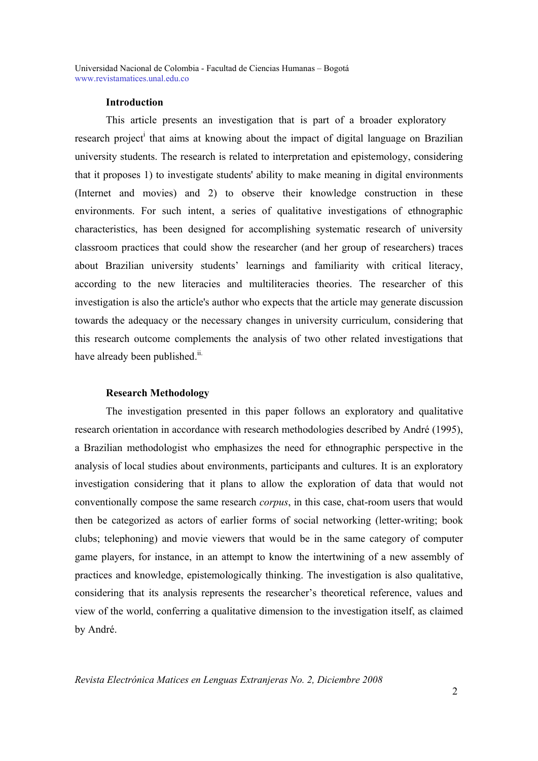## Introduction

This article presents an investigation that is part of a broader exploratory research project[i] that aims at knowing about the impact of digital language on Brazilian university students. The research is related to interpretation and epistemology, considering that it proposes 1) to investigate students' ability to make meaning in digital environments (Internet and movies) and 2) to observe their knowledge construction in these environments. For such intent, a series of qualitative investigations of ethnographic characteristics, has been designed for accomplishing systematic research of university classroom practices that could show the researcher (and her group of researchers) traces about Brazilian university students' learnings and familiarity with critical literacy, according to the new literacies and multiliteracies theories. The researcher of this investigation is also the article's author who expects that the article may generate discussion towards the adequacy or the necessary changes in university curriculum, considering that this research outcome complements the analysis of two other related investigations that have already been published.[ii.]

## Research Methodology

The investigation presented in this paper follows an exploratory and qualitative research orientation in accordance with research methodologies described by André (1995), a Brazilian methodologist who emphasizes the need for ethnographic perspective in the analysis of local studies about environments, participants and cultures. It is an exploratory investigation considering that it plans to allow the exploration of data that would not conventionally compose the same research *corpus*, in this case, chat-room users that would then be categorized as actors of earlier forms of social networking (letter-writing; book clubs; telephoning) and movie viewers that would be in the same category of computer game players, for instance, in an attempt to know the intertwining of a new assembly of practices and knowledge, epistemologically thinking. The investigation is also qualitative, considering that its analysis represents the researcher's theoretical reference, values and view of the world, conferring a qualitative dimension to the investigation itself, as claimed by André.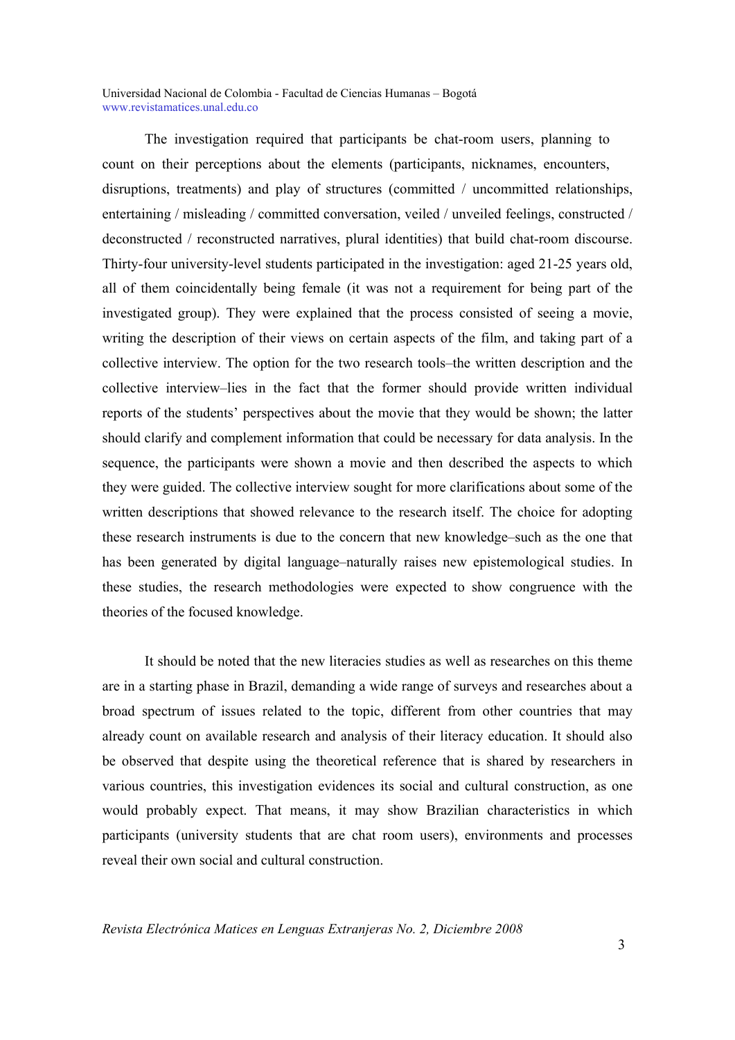The investigation required that participants be chat-room users, planning to count on their perceptions about the elements (participants, nicknames, encounters, disruptions, treatments) and play of structures (committed / uncommitted relationships, entertaining / misleading / committed conversation, veiled / unveiled feelings, constructed / deconstructed / reconstructed narratives, plural identities) that build chat-room discourse. Thirty-four university-level students participated in the investigation: aged 21-25 years old, all of them coincidentally being female (it was not a requirement for being part of the investigated group). They were explained that the process consisted of seeing a movie, writing the description of their views on certain aspects of the film, and taking part of a collective interview. The option for the two research tools–the written description and the collective interview–lies in the fact that the former should provide written individual reports of the students' perspectives about the movie that they would be shown; the latter should clarify and complement information that could be necessary for data analysis. In the sequence, the participants were shown a movie and then described the aspects to which they were guided. The collective interview sought for more clarifications about some of the written descriptions that showed relevance to the research itself. The choice for adopting these research instruments is due to the concern that new knowledge–such as the one that has been generated by digital language–naturally raises new epistemological studies. In these studies, the research methodologies were expected to show congruence with the theories of the focused knowledge.

It should be noted that the new literacies studies as well as researches on this theme are in a starting phase in Brazil, demanding a wide range of surveys and researches about a broad spectrum of issues related to the topic, different from other countries that may already count on available research and analysis of their literacy education. It should also be observed that despite using the theoretical reference that is shared by researchers in various countries, this investigation evidences its social and cultural construction, as one would probably expect. That means, it may show Brazilian characteristics in which participants (university students that are chat room users), environments and processes reveal their own social and cultural construction.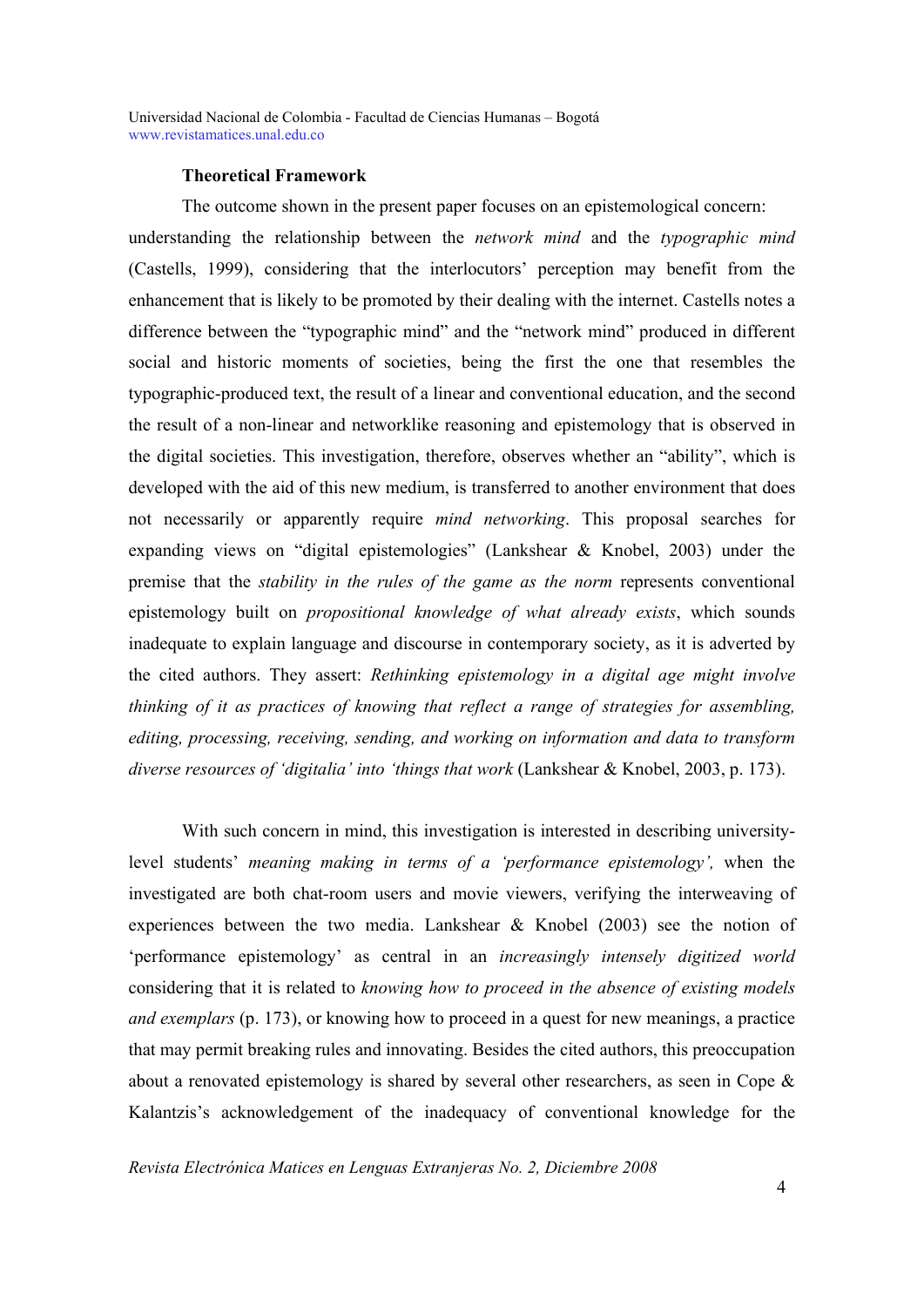**Theoretical Framework**

The outcome shown in the present paper focuses on an epistemological concern: understanding the relationship between the *network mind* and the *typographic mind* (Castells, 1999), considering that the interlocutors' perception may benefit from the enhancement that is likely to be promoted by their dealing with the internet. Castells notes a difference between the "typographic mind" and the "network mind" produced in different social and historic moments of societies, being the first the one that resembles the typographic-produced text, the result of a linear and conventional education, and the second the result of a non-linear and networklike reasoning and epistemology that is observed in the digital societies. This investigation, therefore, observes whether an "ability", which is developed with the aid of this new medium, is transferred to another environment that does not necessarily or apparently require *mind networking*. This proposal searches for expanding views on "digital epistemologies" (Lankshear & Knobel, 2003) under the premise that the *stability in the rules of the game as the norm* represents conventional epistemology built on *propositional knowledge of what already exists*, which sounds inadequate to explain language and discourse in contemporary society, as it is adverted by the cited authors. They assert: *Rethinking epistemology in a digital age might involve thinking of it as practices of knowing that reflect a range of strategies for assembling, editing, processing, receiving, sending, and working on information and data to transform diverse resources of 'digitalia' into 'things that work* (Lankshear & Knobel, 2003, p. 173).

With such concern in mind, this investigation is interested in describing university-level students' *meaning making in terms of a 'performance epistemology',* when the investigated are both chat-room users and movie viewers, verifying the interweaving of experiences between the two media. Lankshear & Knobel (2003) see the notion of 'performance epistemology' as central in an *increasingly intensely digitized world* considering that it is related to *knowing how to proceed in the absence of existing models and exemplars* (p. 173), or knowing how to proceed in a quest for new meanings, a practice that may permit breaking rules and innovating. Besides the cited authors, this preoccupation about a renovated epistemology is shared by several other researchers, as seen in Cope & Kalantzis's acknowledgement of the inadequacy of conventional knowledge for the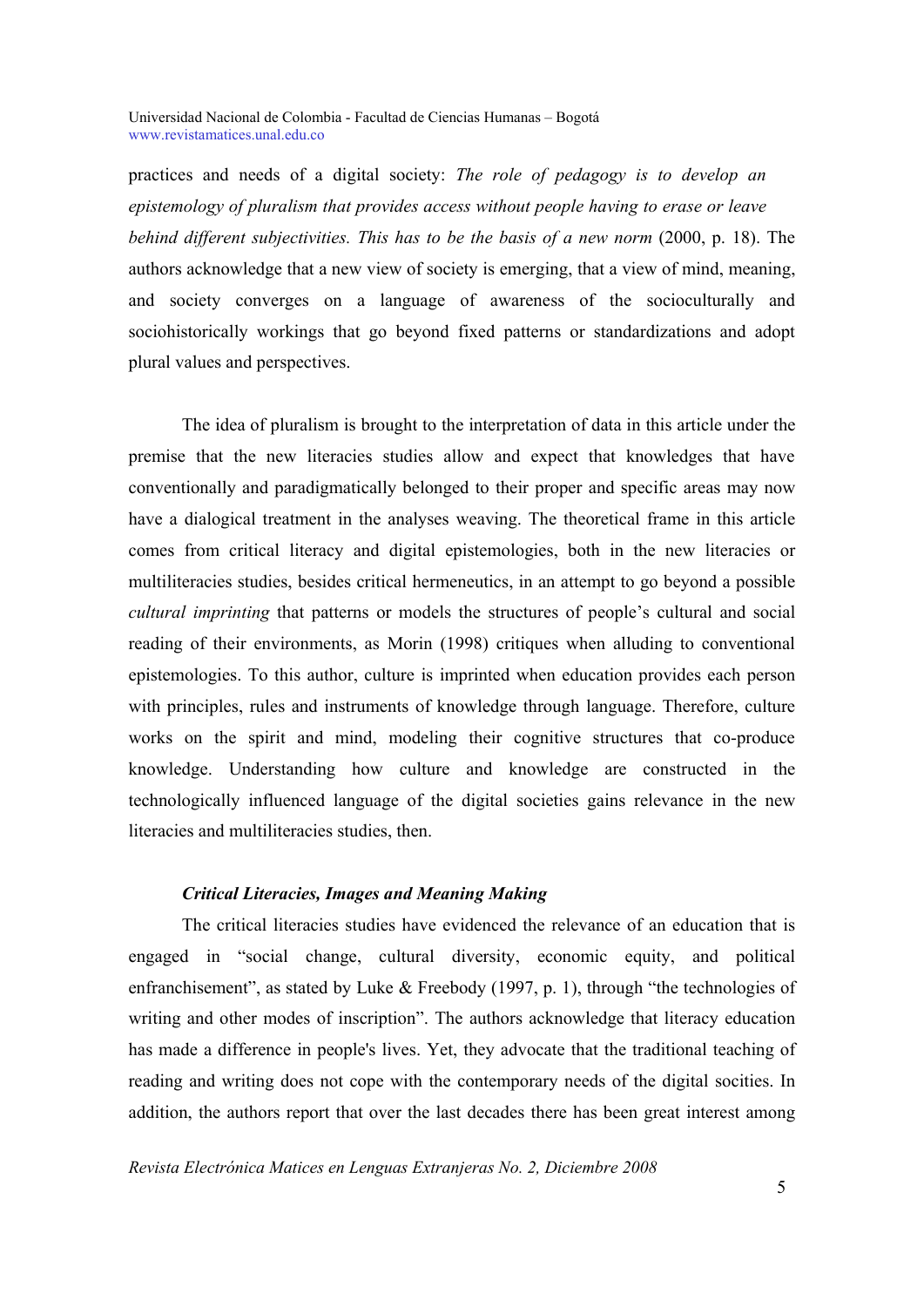practices and needs of a digital society: *The role of pedagogy is to develop an epistemology of pluralism that provides access without people having to erase or leave behind different subjectivities. This has to be the basis of a new norm* (2000, p. 18). The authors acknowledge that a new view of society is emerging, that a view of mind, meaning, and society converges on a language of awareness of the socioculturally and sociohistorically workings that go beyond fixed patterns or standardizations and adopt plural values and perspectives.

The idea of pluralism is brought to the interpretation of data in this article under the premise that the new literacies studies allow and expect that knowledges that have conventionally and paradigmatically belonged to their proper and specific areas may now have a dialogical treatment in the analyses weaving. The theoretical frame in this article comes from critical literacy and digital epistemologies, both in the new literacies or multiliteracies studies, besides critical hermeneutics, in an attempt to go beyond a possible *cultural imprinting* that patterns or models the structures of people's cultural and social reading of their environments, as Morin (1998) critiques when alluding to conventional epistemologies. To this author, culture is imprinted when education provides each person with principles, rules and instruments of knowledge through language. Therefore, culture works on the spirit and mind, modeling their cognitive structures that co-produce knowledge. Understanding how culture and knowledge are constructed in the technologically influenced language of the digital societies gains relevance in the new literacies and multiliteracies studies, then.

### *Critical Literacies, Images and Meaning Making*

The critical literacies studies have evidenced the relevance of an education that is engaged in "social change, cultural diversity, economic equity, and political enfranchisement", as stated by Luke & Freebody (1997, p. 1), through "the technologies of writing and other modes of inscription". The authors acknowledge that literacy education has made a difference in people's lives. Yet, they advocate that the traditional teaching of reading and writing does not cope with the contemporary needs of the digital socities. In addition, the authors report that over the last decades there has been great interest among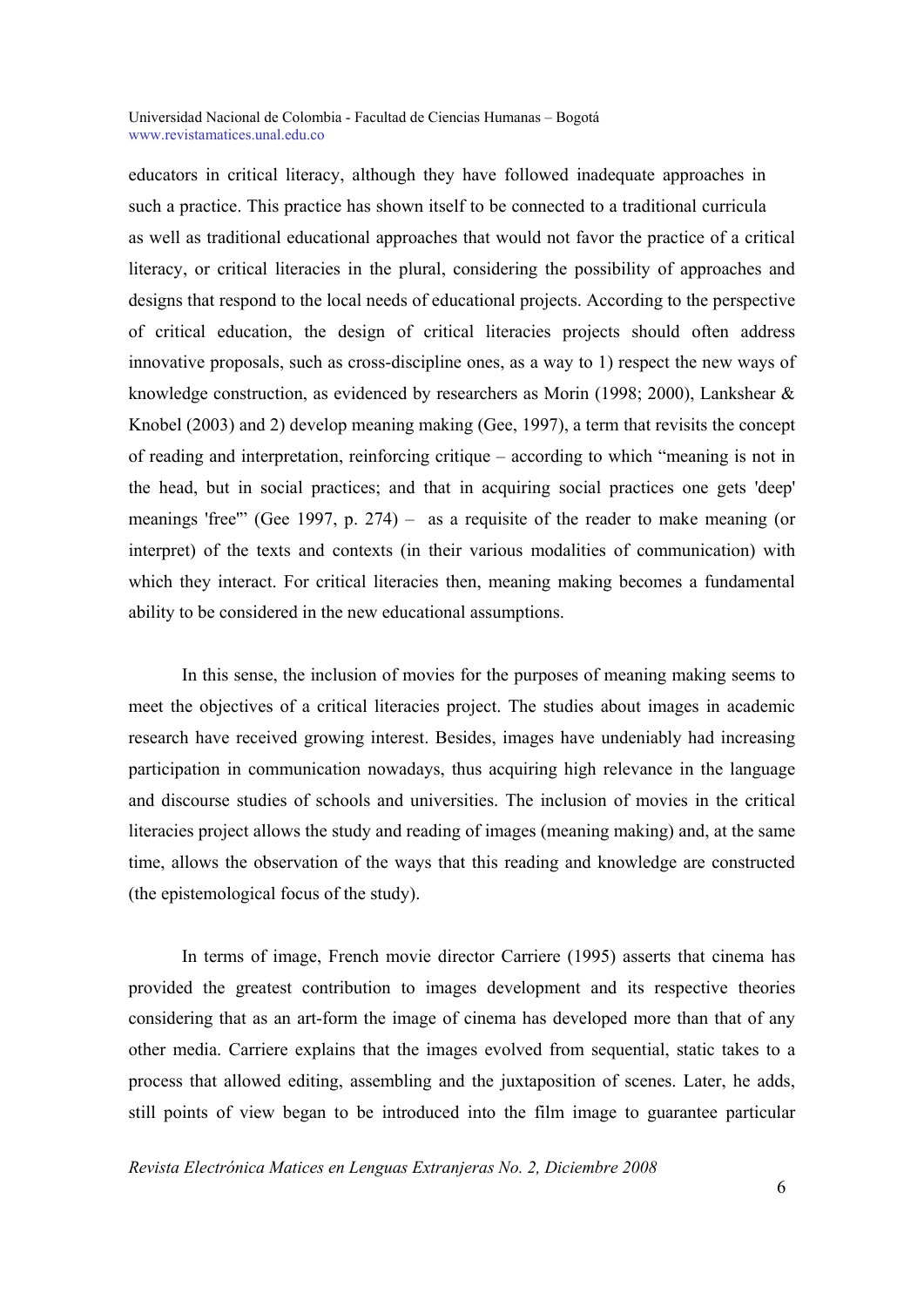educators in critical literacy, although they have followed inadequate approaches in such a practice. This practice has shown itself to be connected to a traditional curricula as well as traditional educational approaches that would not favor the practice of a critical literacy, or critical literacies in the plural, considering the possibility of approaches and designs that respond to the local needs of educational projects. According to the perspective of critical education, the design of critical literacies projects should often address innovative proposals, such as cross-discipline ones, as a way to 1) respect the new ways of knowledge construction, as evidenced by researchers as Morin (1998; 2000), Lankshear & Knobel (2003) and 2) develop meaning making (Gee, 1997), a term that revisits the concept of reading and interpretation, reinforcing critique – according to which "meaning is not in the head, but in social practices; and that in acquiring social practices one gets 'deep' meanings 'free'" (Gee 1997, p. 274) – as a requisite of the reader to make meaning (or interpret) of the texts and contexts (in their various modalities of communication) with which they interact. For critical literacies then, meaning making becomes a fundamental ability to be considered in the new educational assumptions.

In this sense, the inclusion of movies for the purposes of meaning making seems to meet the objectives of a critical literacies project. The studies about images in academic research have received growing interest. Besides, images have undeniably had increasing participation in communication nowadays, thus acquiring high relevance in the language and discourse studies of schools and universities. The inclusion of movies in the critical literacies project allows the study and reading of images (meaning making) and, at the same time, allows the observation of the ways that this reading and knowledge are constructed (the epistemological focus of the study).

In terms of image, French movie director Carriere (1995) asserts that cinema has provided the greatest contribution to images development and its respective theories considering that as an art-form the image of cinema has developed more than that of any other media. Carriere explains that the images evolved from sequential, static takes to a process that allowed editing, assembling and the juxtaposition of scenes. Later, he adds, still points of view began to be introduced into the film image to guarantee particular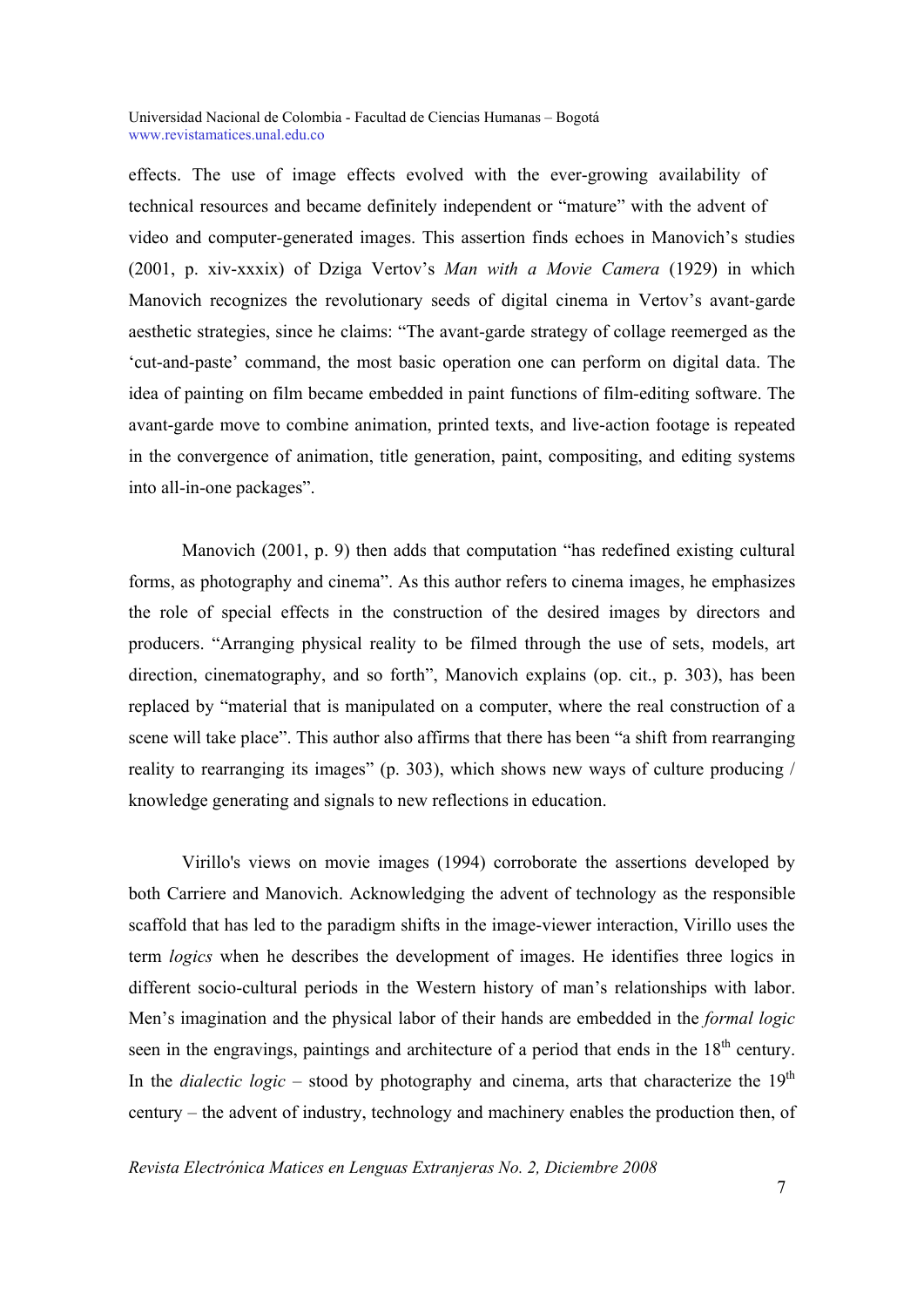effects. The use of image effects evolved with the ever-growing availability of technical resources and became definitely independent or "mature" with the advent of video and computer-generated images. This assertion finds echoes in Manovich's studies (2001, p. xiv-xxxix) of Dziga Vertov's *Man with a Movie Camera* (1929) in which Manovich recognizes the revolutionary seeds of digital cinema in Vertov's avant-garde aesthetic strategies, since he claims: "The avant-garde strategy of collage reemerged as the 'cut-and-paste' command, the most basic operation one can perform on digital data. The idea of painting on film became embedded in paint functions of film-editing software. The avant-garde move to combine animation, printed texts, and live-action footage is repeated in the convergence of animation, title generation, paint, compositing, and editing systems into all-in-one packages".

Manovich (2001, p. 9) then adds that computation "has redefined existing cultural forms, as photography and cinema". As this author refers to cinema images, he emphasizes the role of special effects in the construction of the desired images by directors and producers. "Arranging physical reality to be filmed through the use of sets, models, art direction, cinematography, and so forth", Manovich explains (op. cit., p. 303), has been replaced by "material that is manipulated on a computer, where the real construction of a scene will take place". This author also affirms that there has been "a shift from rearranging reality to rearranging its images" (p. 303), which shows new ways of culture producing / knowledge generating and signals to new reflections in education.

Virillo's views on movie images (1994) corroborate the assertions developed by both Carriere and Manovich. Acknowledging the advent of technology as the responsible scaffold that has led to the paradigm shifts in the image-viewer interaction, Virillo uses the term *logics* when he describes the development of images. He identifies three logics in different socio-cultural periods in the Western history of man's relationships with labor. Men's imagination and the physical labor of their hands are embedded in the *formal logic* seen in the engravings, paintings and architecture of a period that ends in the 18th century. In the *dialectic logic* – stood by photography and cinema, arts that characterize the 19th century – the advent of industry, technology and machinery enables the production then, of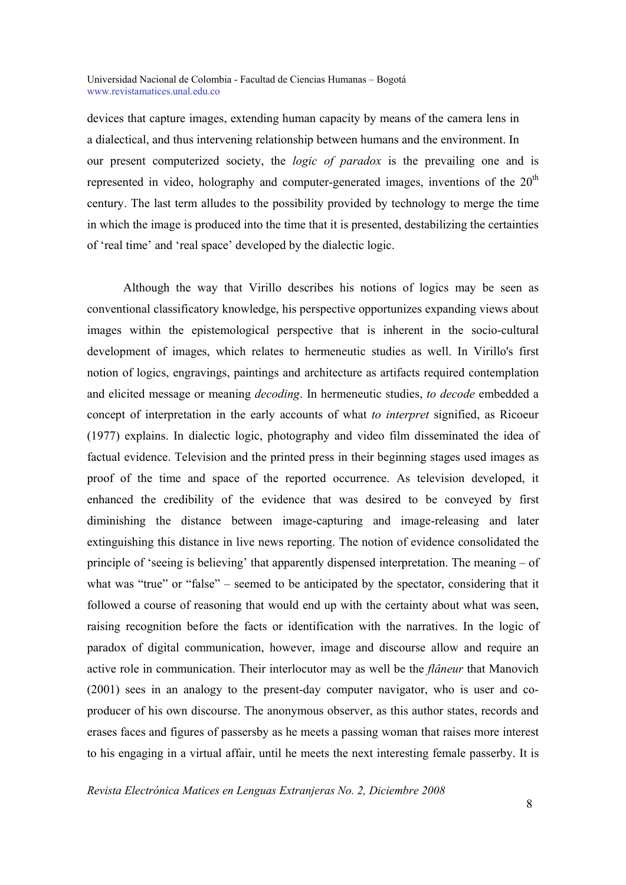devices that capture images, extending human capacity by means of the camera lens in a dialectical, and thus intervening relationship between humans and the environment. In our present computerized society, the *logic of paradox* is the prevailing one and is represented in video, holography and computer-generated images, inventions of the 20th century. The last term alludes to the possibility provided by technology to merge the time in which the image is produced into the time that it is presented, destabilizing the certainties of 'real time' and 'real space' developed by the dialectic logic.

Although the way that Virillo describes his notions of logics may be seen as conventional classificatory knowledge, his perspective opportunizes expanding views about images within the epistemological perspective that is inherent in the socio-cultural development of images, which relates to hermeneutic studies as well. In Virillo's first notion of logics, engravings, paintings and architecture as artifacts required contemplation and elicited message or meaning *decoding*. In hermeneutic studies, *to decode* embedded a concept of interpretation in the early accounts of what *to interpret* signified, as Ricoeur (1977) explains. In dialectic logic, photography and video film disseminated the idea of factual evidence. Television and the printed press in their beginning stages used images as proof of the time and space of the reported occurrence. As television developed, it enhanced the credibility of the evidence that was desired to be conveyed by first diminishing the distance between image-capturing and image-releasing and later extinguishing this distance in live news reporting. The notion of evidence consolidated the principle of 'seeing is believing' that apparently dispensed interpretation. The meaning – of what was "true" or "false" – seemed to be anticipated by the spectator, considering that it followed a course of reasoning that would end up with the certainty about what was seen, raising recognition before the facts or identification with the narratives. In the logic of paradox of digital communication, however, image and discourse allow and require an active role in communication. Their interlocutor may as well be the *flâneur* that Manovich (2001) sees in an analogy to the present-day computer navigator, who is user and co-producer of his own discourse. The anonymous observer, as this author states, records and erases faces and figures of passersby as he meets a passing woman that raises more interest to his engaging in a virtual affair, until he meets the next interesting female passerby. It is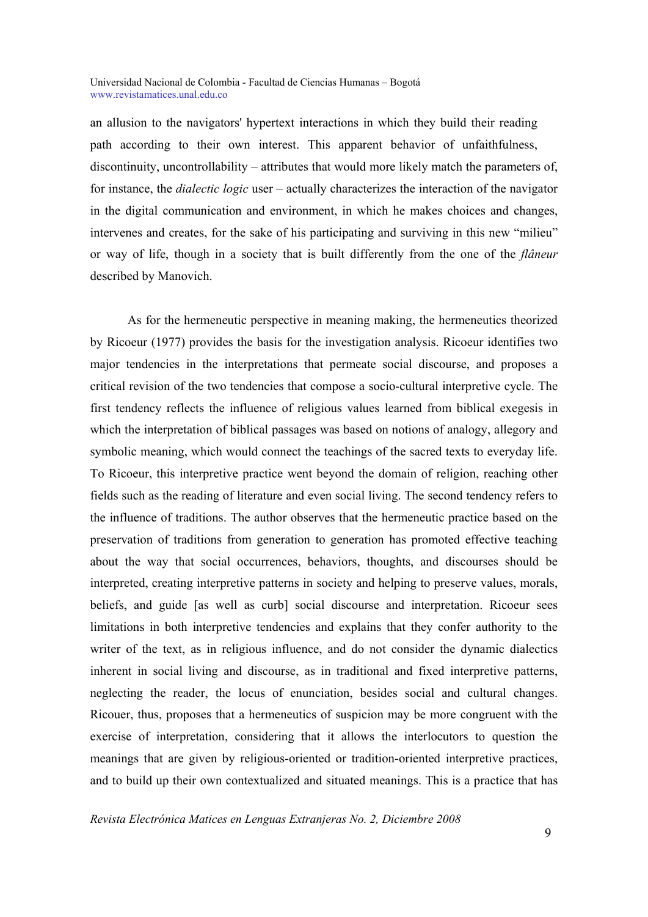an allusion to the navigators' hypertext interactions in which they build their reading path according to their own interest. This apparent behavior of unfaithfulness, discontinuity, uncontrollability – attributes that would more likely match the parameters of, for instance, the *dialectic logic* user – actually characterizes the interaction of the navigator in the digital communication and environment, in which he makes choices and changes, intervenes and creates, for the sake of his participating and surviving in this new "milieu" or way of life, though in a society that is built differently from the one of the *flâneur* described by Manovich.

As for the hermeneutic perspective in meaning making, the hermeneutics theorized by Ricoeur (1977) provides the basis for the investigation analysis. Ricoeur identifies two major tendencies in the interpretations that permeate social discourse, and proposes a critical revision of the two tendencies that compose a socio-cultural interpretive cycle. The first tendency reflects the influence of religious values learned from biblical exegesis in which the interpretation of biblical passages was based on notions of analogy, allegory and symbolic meaning, which would connect the teachings of the sacred texts to everyday life. To Ricoeur, this interpretive practice went beyond the domain of religion, reaching other fields such as the reading of literature and even social living. The second tendency refers to the influence of traditions. The author observes that the hermeneutic practice based on the preservation of traditions from generation to generation has promoted effective teaching about the way that social occurrences, behaviors, thoughts, and discourses should be interpreted, creating interpretive patterns in society and helping to preserve values, morals, beliefs, and guide [as well as curb] social discourse and interpretation. Ricoeur sees limitations in both interpretive tendencies and explains that they confer authority to the writer of the text, as in religious influence, and do not consider the dynamic dialectics inherent in social living and discourse, as in traditional and fixed interpretive patterns, neglecting the reader, the locus of enunciation, besides social and cultural changes. Ricouer, thus, proposes that a hermeneutics of suspicion may be more congruent with the exercise of interpretation, considering that it allows the interlocutors to question the meanings that are given by religious-oriented or tradition-oriented interpretive practices, and to build up their own contextualized and situated meanings. This is a practice that has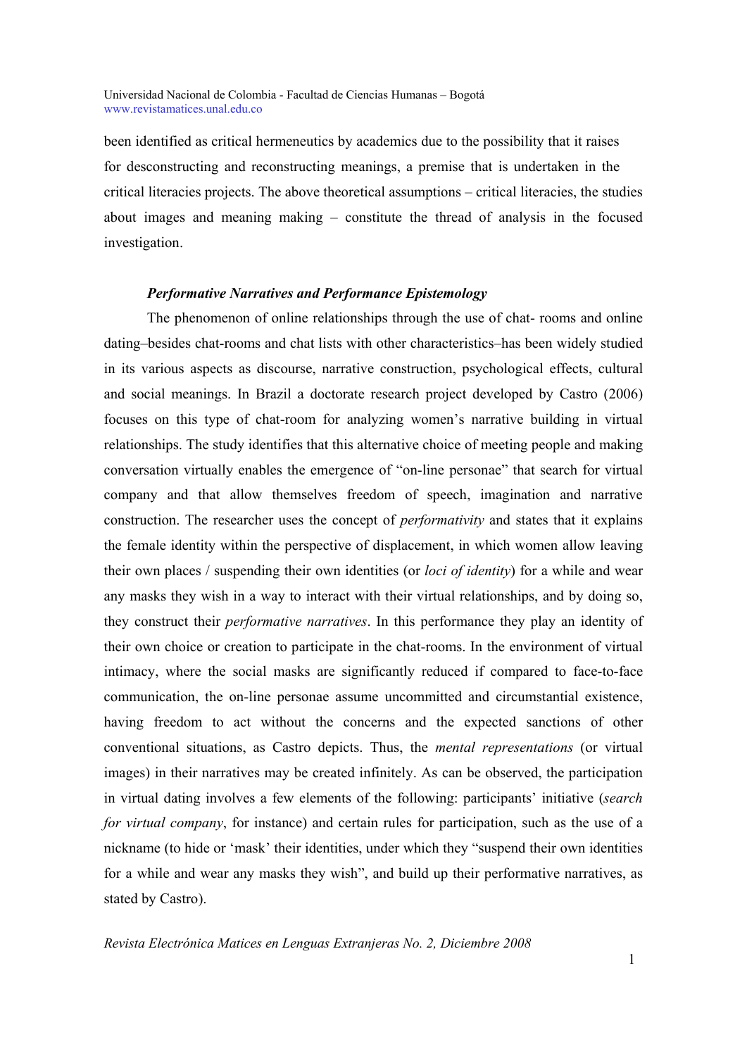been identified as critical hermeneutics by academics due to the possibility that it raises for desconstructing and reconstructing meanings, a premise that is undertaken in the critical literacies projects. The above theoretical assumptions – critical literacies, the studies about images and meaning making – constitute the thread of analysis in the focused investigation.

### *Performative Narratives and Performance Epistemology*

The phenomenon of online relationships through the use of chat- rooms and online dating–besides chat-rooms and chat lists with other characteristics–has been widely studied in its various aspects as discourse, narrative construction, psychological effects, cultural and social meanings. In Brazil a doctorate research project developed by Castro (2006) focuses on this type of chat-room for analyzing women's narrative building in virtual relationships. The study identifies that this alternative choice of meeting people and making conversation virtually enables the emergence of "on-line personae" that search for virtual company and that allow themselves freedom of speech, imagination and narrative construction. The researcher uses the concept of *performativity* and states that it explains the female identity within the perspective of displacement, in which women allow leaving their own places / suspending their own identities (or *loci of identity*) for a while and wear any masks they wish in a way to interact with their virtual relationships, and by doing so, they construct their *performative narratives*. In this performance they play an identity of their own choice or creation to participate in the chat-rooms. In the environment of virtual intimacy, where the social masks are significantly reduced if compared to face-to-face communication, the on-line personae assume uncommitted and circumstantial existence, having freedom to act without the concerns and the expected sanctions of other conventional situations, as Castro depicts. Thus, the *mental representations* (or virtual images) in their narratives may be created infinitely. As can be observed, the participation in virtual dating involves a few elements of the following: participants' initiative (*search for virtual company*, for instance) and certain rules for participation, such as the use of a nickname (to hide or 'mask' their identities, under which they "suspend their own identities for a while and wear any masks they wish", and build up their performative narratives, as stated by Castro).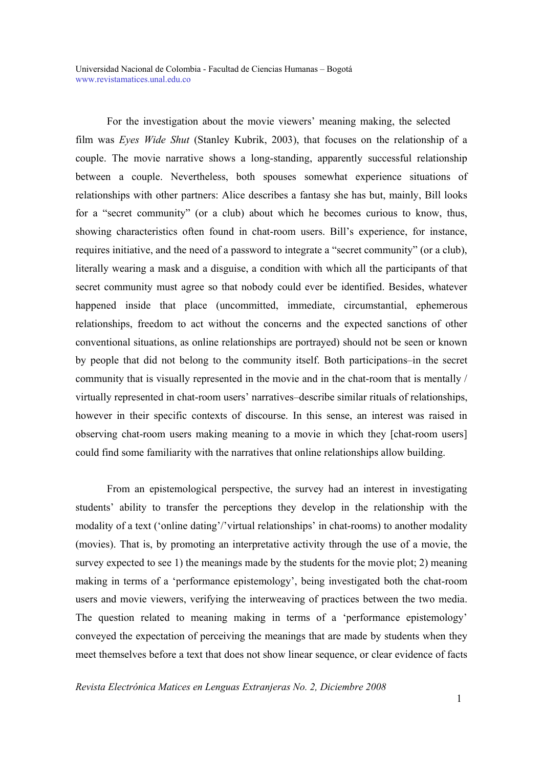For the investigation about the movie viewers' meaning making, the selected film was *Eyes Wide Shut* (Stanley Kubrik, 2003), that focuses on the relationship of a couple. The movie narrative shows a long-standing, apparently successful relationship between a couple. Nevertheless, both spouses somewhat experience situations of relationships with other partners: Alice describes a fantasy she has but, mainly, Bill looks for a "secret community" (or a club) about which he becomes curious to know, thus, showing characteristics often found in chat-room users. Bill's experience, for instance, requires initiative, and the need of a password to integrate a "secret community" (or a club), literally wearing a mask and a disguise, a condition with which all the participants of that secret community must agree so that nobody could ever be identified. Besides, whatever happened inside that place (uncommitted, immediate, circumstantial, ephemerous relationships, freedom to act without the concerns and the expected sanctions of other conventional situations, as online relationships are portrayed) should not be seen or known by people that did not belong to the community itself. Both participations–in the secret community that is visually represented in the movie and in the chat-room that is mentally / virtually represented in chat-room users' narratives–describe similar rituals of relationships, however in their specific contexts of discourse. In this sense, an interest was raised in observing chat-room users making meaning to a movie in which they [chat-room users] could find some familiarity with the narratives that online relationships allow building.

From an epistemological perspective, the survey had an interest in investigating students' ability to transfer the perceptions they develop in the relationship with the modality of a text ('online dating'/'virtual relationships' in chat-rooms) to another modality (movies). That is, by promoting an interpretative activity through the use of a movie, the survey expected to see 1) the meanings made by the students for the movie plot; 2) meaning making in terms of a 'performance epistemology', being investigated both the chat-room users and movie viewers, verifying the interweaving of practices between the two media. The question related to meaning making in terms of a 'performance epistemology' conveyed the expectation of perceiving the meanings that are made by students when they meet themselves before a text that does not show linear sequence, or clear evidence of facts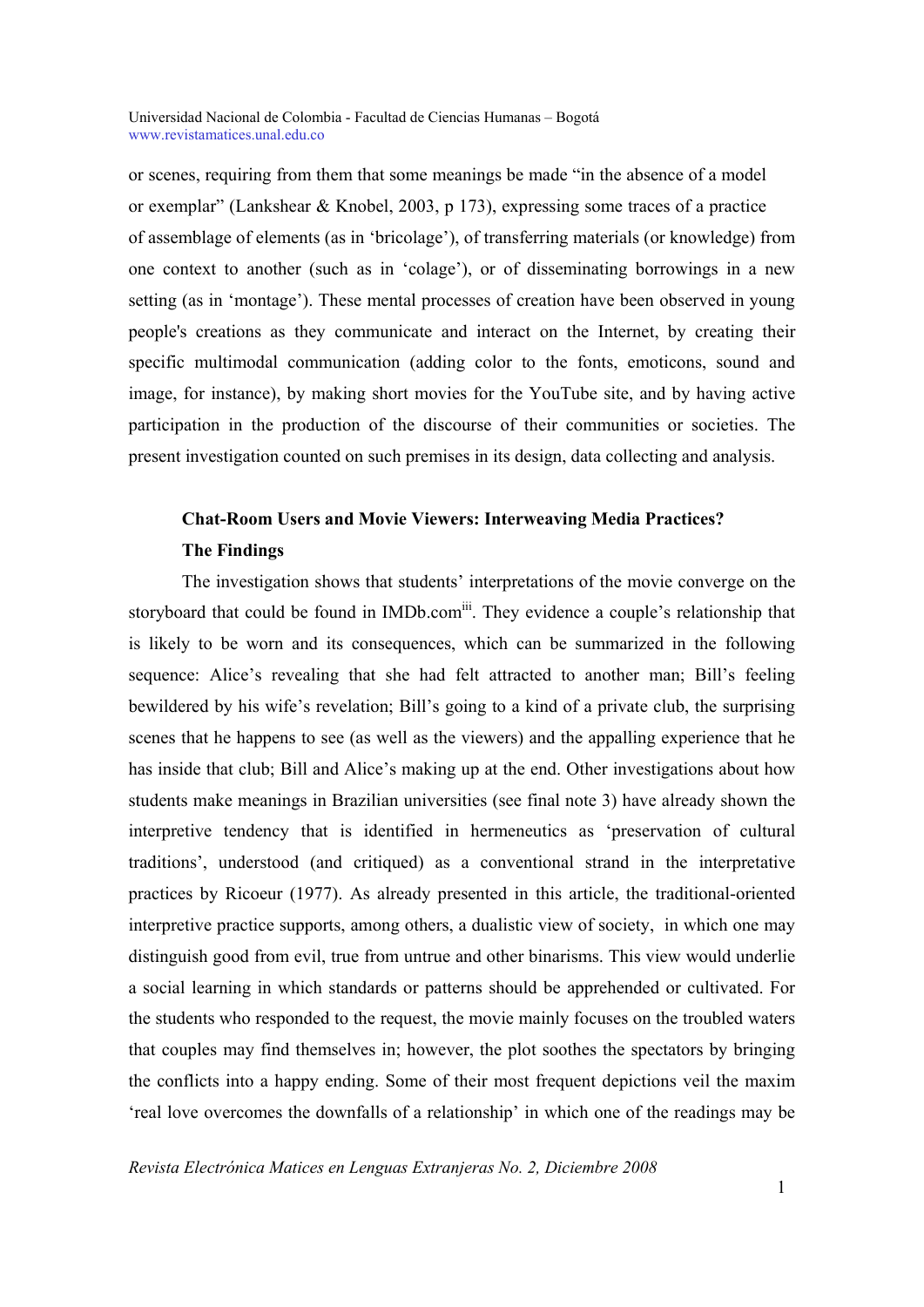or scenes, requiring from them that some meanings be made "in the absence of a model or exemplar" (Lankshear & Knobel, 2003, p 173), expressing some traces of a practice of assemblage of elements (as in 'bricolage'), of transferring materials (or knowledge) from one context to another (such as in 'colage'), or of disseminating borrowings in a new setting (as in 'montage'). These mental processes of creation have been observed in young people's creations as they communicate and interact on the Internet, by creating their specific multimodal communication (adding color to the fonts, emoticons, sound and image, for instance), by making short movies for the YouTube site, and by having active participation in the production of the discourse of their communities or societies. The present investigation counted on such premises in its design, data collecting and analysis.

**Chat-Room Users and Movie Viewers: Interweaving Media Practices?**

**The Findings**

The investigation shows that students' interpretations of the movie converge on the storyboard that could be found in IMDb.com[iii]. They evidence a couple's relationship that is likely to be worn and its consequences, which can be summarized in the following sequence: Alice's revealing that she had felt attracted to another man; Bill's feeling bewildered by his wife's revelation; Bill's going to a kind of a private club, the surprising scenes that he happens to see (as well as the viewers) and the appalling experience that he has inside that club; Bill and Alice's making up at the end. Other investigations about how students make meanings in Brazilian universities (see final note 3) have already shown the interpretive tendency that is identified in hermeneutics as 'preservation of cultural traditions', understood (and critiqued) as a conventional strand in the interpretative practices by Ricoeur (1977). As already presented in this article, the traditional-oriented interpretive practice supports, among others, a dualistic view of society, in which one may distinguish good from evil, true from untrue and other binarisms. This view would underlie a social learning in which standards or patterns should be apprehended or cultivated. For the students who responded to the request, the movie mainly focuses on the troubled waters that couples may find themselves in; however, the plot soothes the spectators by bringing the conflicts into a happy ending. Some of their most frequent depictions veil the maxim 'real love overcomes the downfalls of a relationship' in which one of the readings may be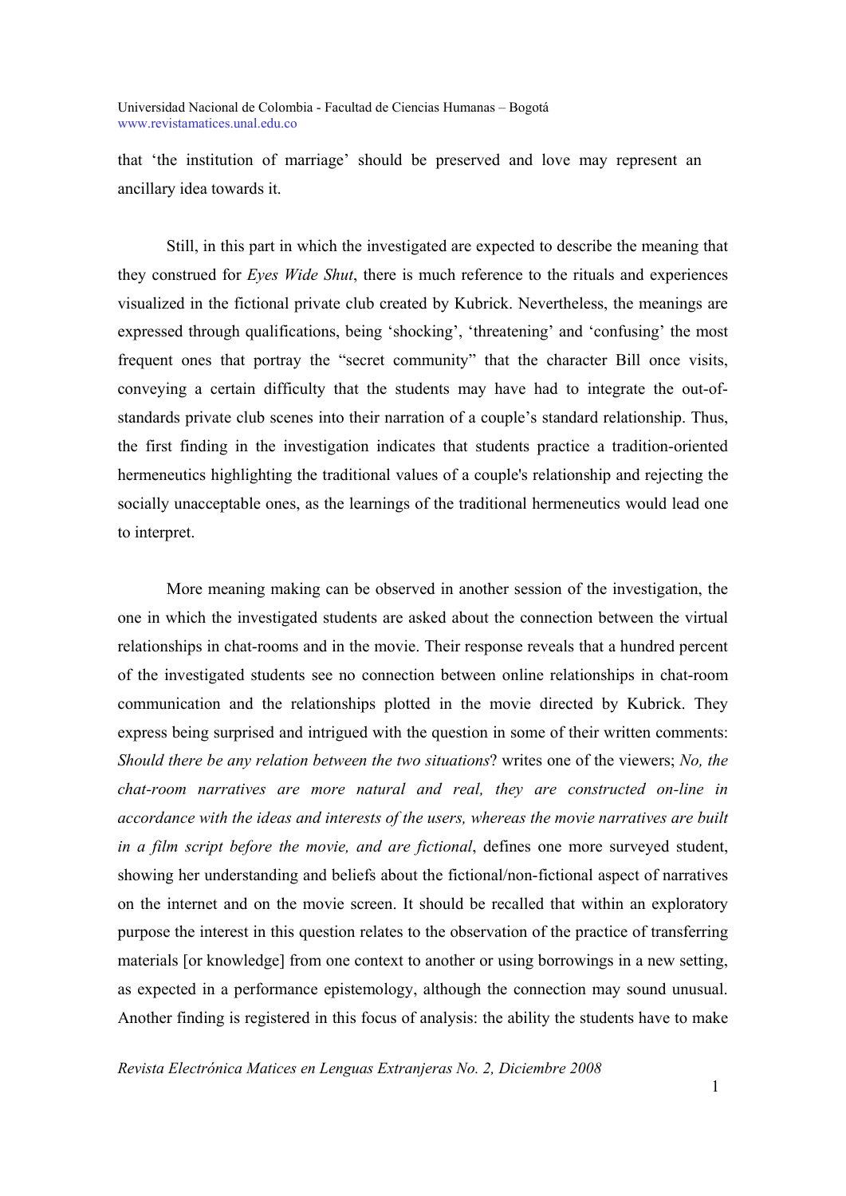that 'the institution of marriage' should be preserved and love may represent an ancillary idea towards it.

Still, in this part in which the investigated are expected to describe the meaning that they construed for *Eyes Wide Shut*, there is much reference to the rituals and experiences visualized in the fictional private club created by Kubrick. Nevertheless, the meanings are expressed through qualifications, being 'shocking', 'threatening' and 'confusing' the most frequent ones that portray the "secret community" that the character Bill once visits, conveying a certain difficulty that the students may have had to integrate the out-of-standards private club scenes into their narration of a couple's standard relationship. Thus, the first finding in the investigation indicates that students practice a tradition-oriented hermeneutics highlighting the traditional values of a couple's relationship and rejecting the socially unacceptable ones, as the learnings of the traditional hermeneutics would lead one to interpret.

More meaning making can be observed in another session of the investigation, the one in which the investigated students are asked about the connection between the virtual relationships in chat-rooms and in the movie. Their response reveals that a hundred percent of the investigated students see no connection between online relationships in chat-room communication and the relationships plotted in the movie directed by Kubrick. They express being surprised and intrigued with the question in some of their written comments: *Should there be any relation between the two situations*? writes one of the viewers; *No, the chat-room narratives are more natural and real, they are constructed on-line in accordance with the ideas and interests of the users, whereas the movie narratives are built in a film script before the movie, and are fictional*, defines one more surveyed student, showing her understanding and beliefs about the fictional/non-fictional aspect of narratives on the internet and on the movie screen. It should be recalled that within an exploratory purpose the interest in this question relates to the observation of the practice of transferring materials [or knowledge] from one context to another or using borrowings in a new setting, as expected in a performance epistemology, although the connection may sound unusual. Another finding is registered in this focus of analysis: the ability the students have to make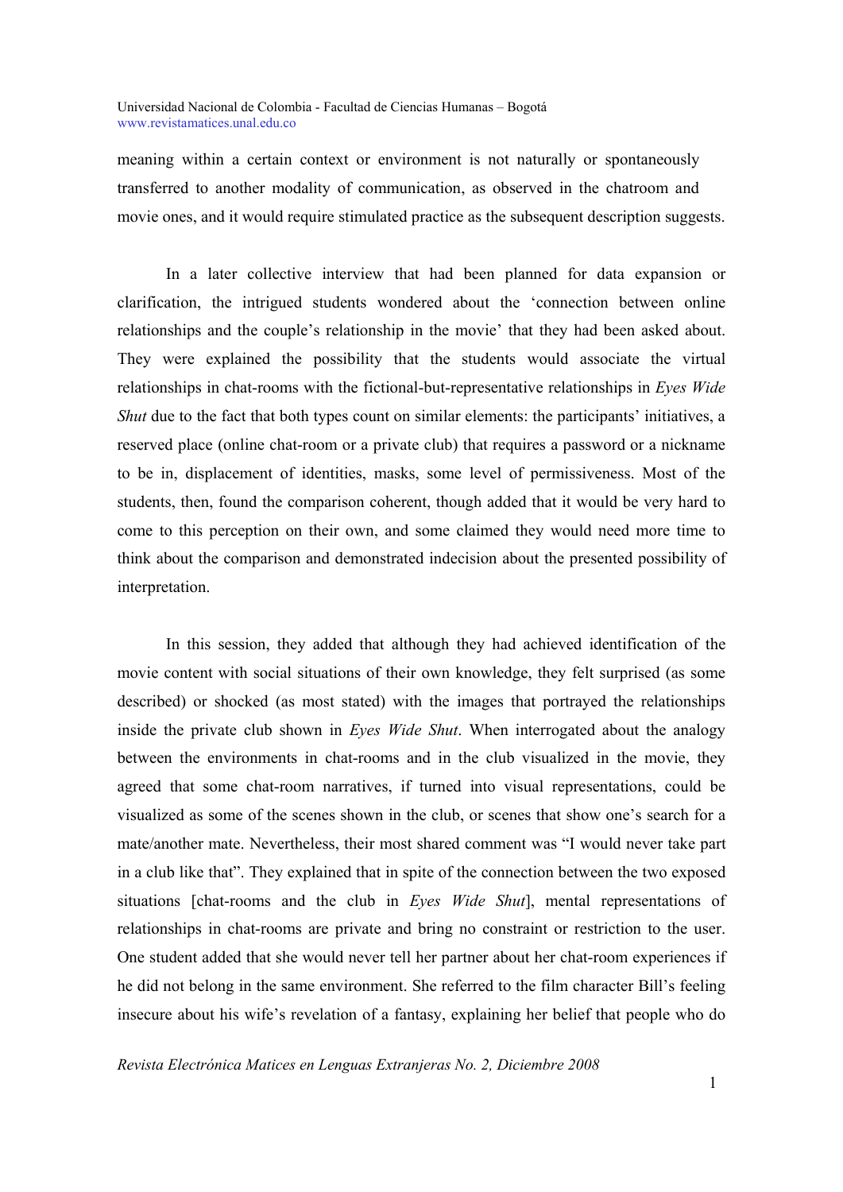meaning within a certain context or environment is not naturally or spontaneously transferred to another modality of communication, as observed in the chatroom and movie ones, and it would require stimulated practice as the subsequent description suggests.

In a later collective interview that had been planned for data expansion or clarification, the intrigued students wondered about the 'connection between online relationships and the couple's relationship in the movie' that they had been asked about. They were explained the possibility that the students would associate the virtual relationships in chat-rooms with the fictional-but-representative relationships in *Eyes Wide Shut* due to the fact that both types count on similar elements: the participants' initiatives, a reserved place (online chat-room or a private club) that requires a password or a nickname to be in, displacement of identities, masks, some level of permissiveness. Most of the students, then, found the comparison coherent, though added that it would be very hard to come to this perception on their own, and some claimed they would need more time to think about the comparison and demonstrated indecision about the presented possibility of interpretation.

In this session, they added that although they had achieved identification of the movie content with social situations of their own knowledge, they felt surprised (as some described) or shocked (as most stated) with the images that portrayed the relationships inside the private club shown in *Eyes Wide Shut*. When interrogated about the analogy between the environments in chat-rooms and in the club visualized in the movie, they agreed that some chat-room narratives, if turned into visual representations, could be visualized as some of the scenes shown in the club, or scenes that show one's search for a mate/another mate. Nevertheless, their most shared comment was "I would never take part in a club like that". They explained that in spite of the connection between the two exposed situations [chat-rooms and the club in *Eyes Wide Shut*], mental representations of relationships in chat-rooms are private and bring no constraint or restriction to the user. One student added that she would never tell her partner about her chat-room experiences if he did not belong in the same environment. She referred to the film character Bill's feeling insecure about his wife's revelation of a fantasy, explaining her belief that people who do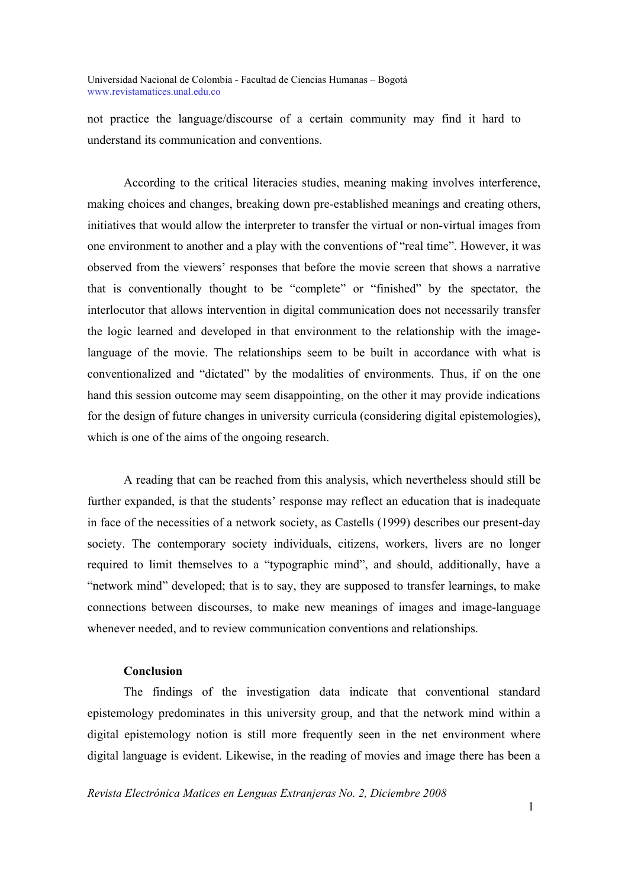not practice the language/discourse of a certain community may find it hard to understand its communication and conventions.

According to the critical literacies studies, meaning making involves interference, making choices and changes, breaking down pre-established meanings and creating others, initiatives that would allow the interpreter to transfer the virtual or non-virtual images from one environment to another and a play with the conventions of "real time". However, it was observed from the viewers' responses that before the movie screen that shows a narrative that is conventionally thought to be "complete" or "finished" by the spectator, the interlocutor that allows intervention in digital communication does not necessarily transfer the logic learned and developed in that environment to the relationship with the image-language of the movie. The relationships seem to be built in accordance with what is conventionalized and "dictated" by the modalities of environments. Thus, if on the one hand this session outcome may seem disappointing, on the other it may provide indications for the design of future changes in university curricula (considering digital epistemologies), which is one of the aims of the ongoing research.

A reading that can be reached from this analysis, which nevertheless should still be further expanded, is that the students' response may reflect an education that is inadequate in face of the necessities of a network society, as Castells (1999) describes our present-day society. The contemporary society individuals, citizens, workers, livers are no longer required to limit themselves to a "typographic mind", and should, additionally, have a "network mind" developed; that is to say, they are supposed to transfer learnings, to make connections between discourses, to make new meanings of images and image-language whenever needed, and to review communication conventions and relationships.

## Conclusion

The findings of the investigation data indicate that conventional standard epistemology predominates in this university group, and that the network mind within a digital epistemology notion is still more frequently seen in the net environment where digital language is evident. Likewise, in the reading of movies and image there has been a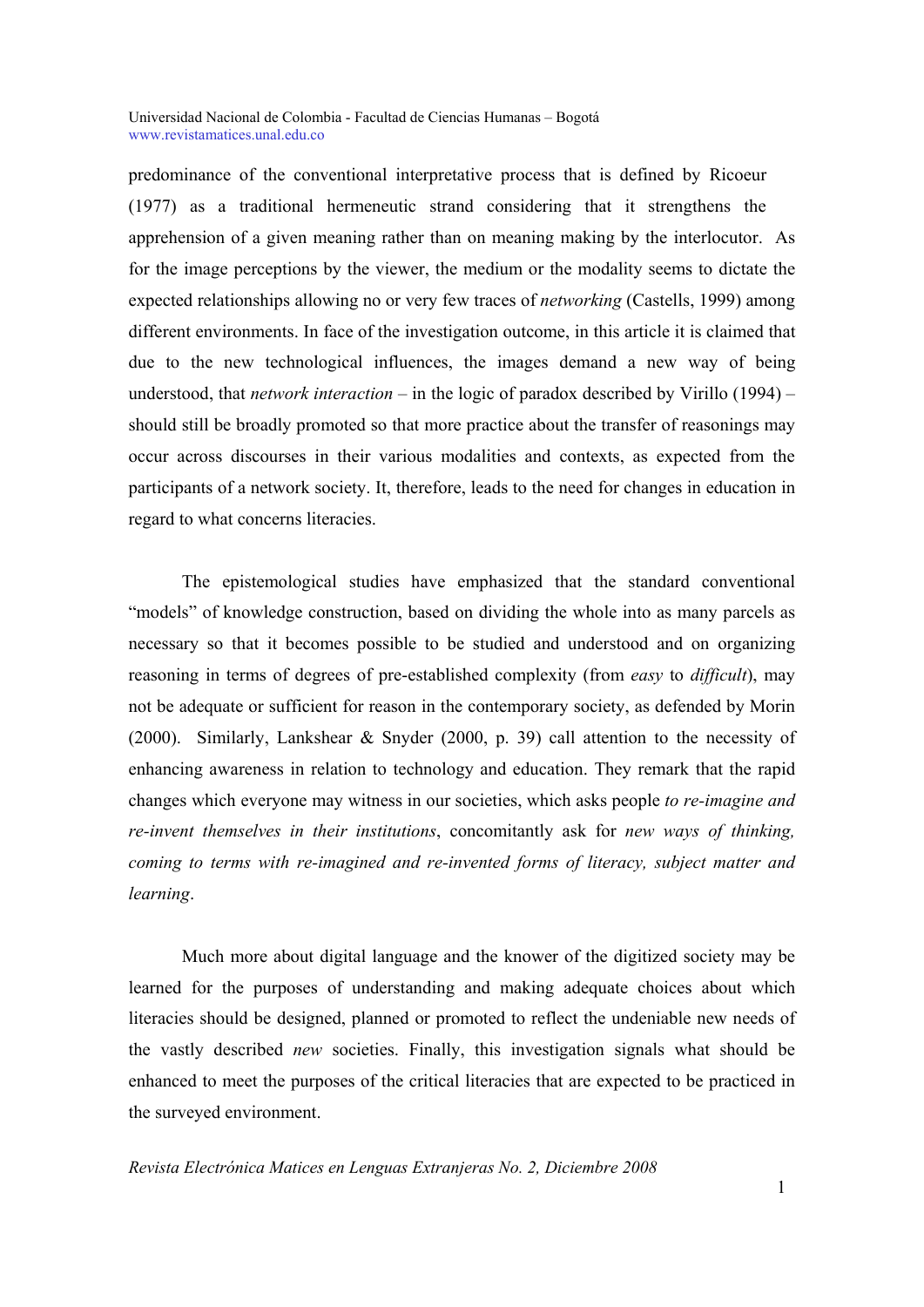predominance of the conventional interpretative process that is defined by Ricoeur (1977) as a traditional hermeneutic strand considering that it strengthens the apprehension of a given meaning rather than on meaning making by the interlocutor. As for the image perceptions by the viewer, the medium or the modality seems to dictate the expected relationships allowing no or very few traces of *networking* (Castells, 1999) among different environments. In face of the investigation outcome, in this article it is claimed that due to the new technological influences, the images demand a new way of being understood, that *network interaction* – in the logic of paradox described by Virillo (1994) – should still be broadly promoted so that more practice about the transfer of reasonings may occur across discourses in their various modalities and contexts, as expected from the participants of a network society. It, therefore, leads to the need for changes in education in regard to what concerns literacies.

The epistemological studies have emphasized that the standard conventional "models" of knowledge construction, based on dividing the whole into as many parcels as necessary so that it becomes possible to be studied and understood and on organizing reasoning in terms of degrees of pre-established complexity (from *easy* to *difficult*), may not be adequate or sufficient for reason in the contemporary society, as defended by Morin (2000). Similarly, Lankshear & Snyder (2000, p. 39) call attention to the necessity of enhancing awareness in relation to technology and education. They remark that the rapid changes which everyone may witness in our societies, which asks people *to re-imagine and re-invent themselves in their institutions*, concomitantly ask for *new ways of thinking, coming to terms with re-imagined and re-invented forms of literacy, subject matter and learning*.

Much more about digital language and the knower of the digitized society may be learned for the purposes of understanding and making adequate choices about which literacies should be designed, planned or promoted to reflect the undeniable new needs of the vastly described *new* societies. Finally, this investigation signals what should be enhanced to meet the purposes of the critical literacies that are expected to be practiced in the surveyed environment.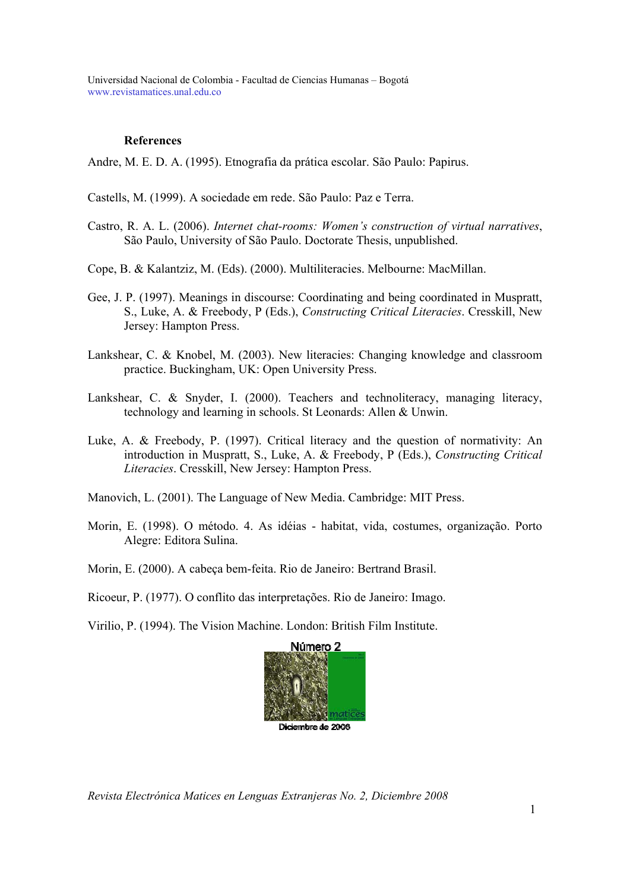### References

Andre, M. E. D. A. (1995). Etnografia da prática escolar. São Paulo: Papirus.

Castells, M. (1999). A sociedade em rede. São Paulo: Paz e Terra.

Castro, R. A. L. (2006). *Internet chat-rooms: Women's construction of virtual narratives*, São Paulo, University of São Paulo. Doctorate Thesis, unpublished.

Cope, B. & Kalantziz, M. (Eds). (2000). Multiliteracies. Melbourne: MacMillan.

Gee, J. P. (1997). Meanings in discourse: Coordinating and being coordinated in Muspratt, S., Luke, A. & Freebody, P (Eds.), *Constructing Critical Literacies*. Cresskill, New Jersey: Hampton Press.

Lankshear, C. & Knobel, M. (2003). New literacies: Changing knowledge and classroom practice. Buckingham, UK: Open University Press.

Lankshear, C. & Snyder, I. (2000). Teachers and technoliteracy, managing literacy, technology and learning in schools. St Leonards: Allen & Unwin.

Luke, A. & Freebody, P. (1997). Critical literacy and the question of normativity: An introduction in Muspratt, S., Luke, A. & Freebody, P (Eds.), *Constructing Critical Literacies*. Cresskill, New Jersey: Hampton Press.

Manovich, L. (2001). The Language of New Media. Cambridge: MIT Press.

Morin, E. (1998). O método. 4. As idéias - habitat, vida, costumes, organização. Porto Alegre: Editora Sulina.

Morin, E. (2000). A cabeça bem-feita. Rio de Janeiro: Bertrand Brasil.

Ricoeur, P. (1977). O conflito das interpretações. Rio de Janeiro: Imago.

Virilio, P. (1994). The Vision Machine. London: British Film Institute.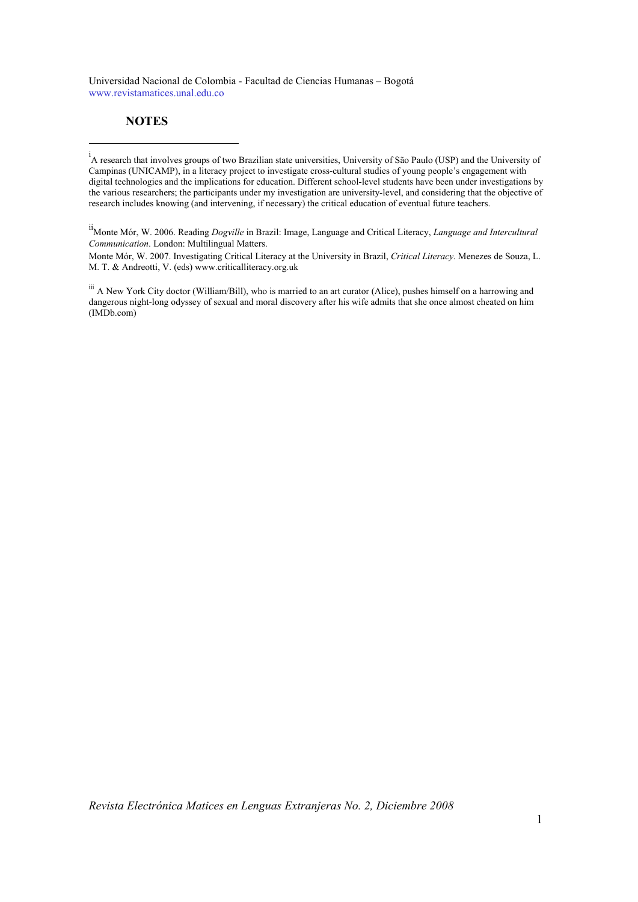## NOTES

[i] A research that involves groups of two Brazilian state universities, University of São Paulo (USP) and the University of Campinas (UNICAMP), in a literacy project to investigate cross-cultural studies of young people's engagement with digital technologies and the implications for education. Different school-level students have been under investigations by the various researchers; the participants under my investigation are university-level, and considering that the objective of research includes knowing (and intervening, if necessary) the critical education of eventual future teachers.

[ii] Monte Mór, W. 2006. Reading *Dogville* in Brazil: Image, Language and Critical Literacy, *Language and Intercultural Communication*. London: Multilingual Matters.

Monte Mór, W. 2007. Investigating Critical Literacy at the University in Brazil, *Critical Literacy*. Menezes de Souza, L. M. T. & Andreotti, V. (eds) www.criticalliteracy.org.uk

[iii] A New York City doctor (William/Bill), who is married to an art curator (Alice), pushes himself on a harrowing and dangerous night-long odyssey of sexual and moral discovery after his wife admits that she once almost cheated on him (IMDb.com)